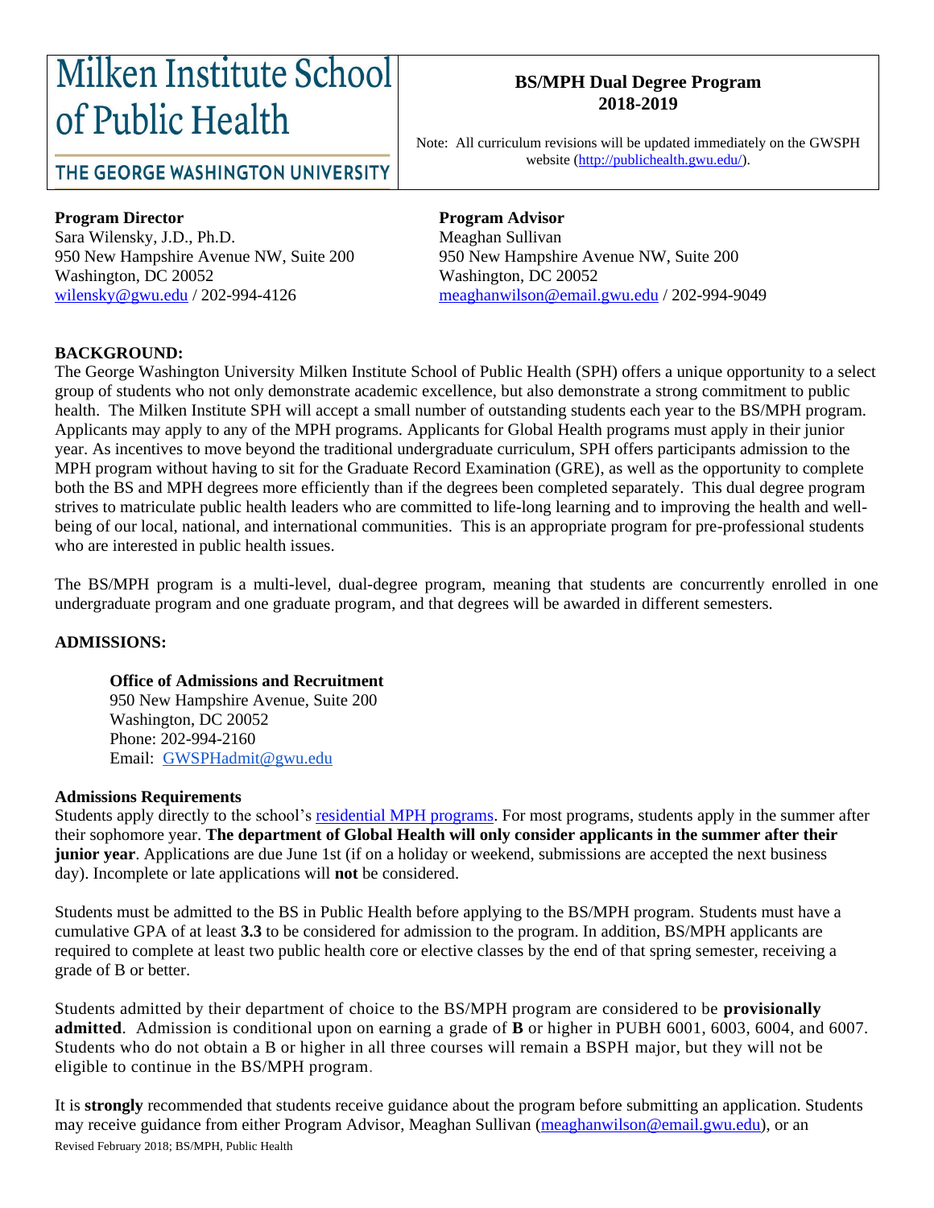Milken Institute School of Public Health

THE GEORGE WASHINGTON UNIVERSITY

**BS/MPH Dual Degree Program**
**2018-2019**

Note: All curriculum revisions will be updated immediately on the GWSPH website (http://publichealth.gwu.edu/).

**Program Director**
Sara Wilensky, J.D., Ph.D.
950 New Hampshire Avenue NW, Suite 200
Washington, DC 20052
wilensky@gwu.edu / 202-994-4126

**Program Advisor**
Meaghan Sullivan
950 New Hampshire Avenue NW, Suite 200
Washington, DC 20052
meaghanwilson@email.gwu.edu / 202-994-9049

## BACKGROUND:

The George Washington University Milken Institute School of Public Health (SPH) offers a unique opportunity to a select group of students who not only demonstrate academic excellence, but also demonstrate a strong commitment to public health. The Milken Institute SPH will accept a small number of outstanding students each year to the BS/MPH program. Applicants may apply to any of the MPH programs. Applicants for Global Health programs must apply in their junior year. As incentives to move beyond the traditional undergraduate curriculum, SPH offers participants admission to the MPH program without having to sit for the Graduate Record Examination (GRE), as well as the opportunity to complete both the BS and MPH degrees more efficiently than if the degrees been completed separately. This dual degree program strives to matriculate public health leaders who are committed to life-long learning and to improving the health and well-being of our local, national, and international communities. This is an appropriate program for pre-professional students who are interested in public health issues.

The BS/MPH program is a multi-level, dual-degree program, meaning that students are concurrently enrolled in one undergraduate program and one graduate program, and that degrees will be awarded in different semesters.

## ADMISSIONS:

**Office of Admissions and Recruitment**
950 New Hampshire Avenue, Suite 200
Washington, DC 20052
Phone: 202-994-2160
Email: GWSPHadmit@gwu.edu

### Admissions Requirements

Students apply directly to the school's residential MPH programs. For most programs, students apply in the summer after their sophomore year. **The department of Global Health will only consider applicants in the summer after their junior year**. Applications are due June 1st (if on a holiday or weekend, submissions are accepted the next business day). Incomplete or late applications will **not** be considered.

Students must be admitted to the BS in Public Health before applying to the BS/MPH program. Students must have a cumulative GPA of at least **3.3** to be considered for admission to the program. In addition, BS/MPH applicants are required to complete at least two public health core or elective classes by the end of that spring semester, receiving a grade of B or better.

Students admitted by their department of choice to the BS/MPH program are considered to be **provisionally admitted**. Admission is conditional upon on earning a grade of **B** or higher in PUBH 6001, 6003, 6004, and 6007. Students who do not obtain a B or higher in all three courses will remain a BSPH major, but they will not be eligible to continue in the BS/MPH program.

It is **strongly** recommended that students receive guidance about the program before submitting an application. Students may receive guidance from either Program Advisor, Meaghan Sullivan (meaghanwilson@email.gwu.edu), or an

Revised February 2018; BS/MPH, Public Health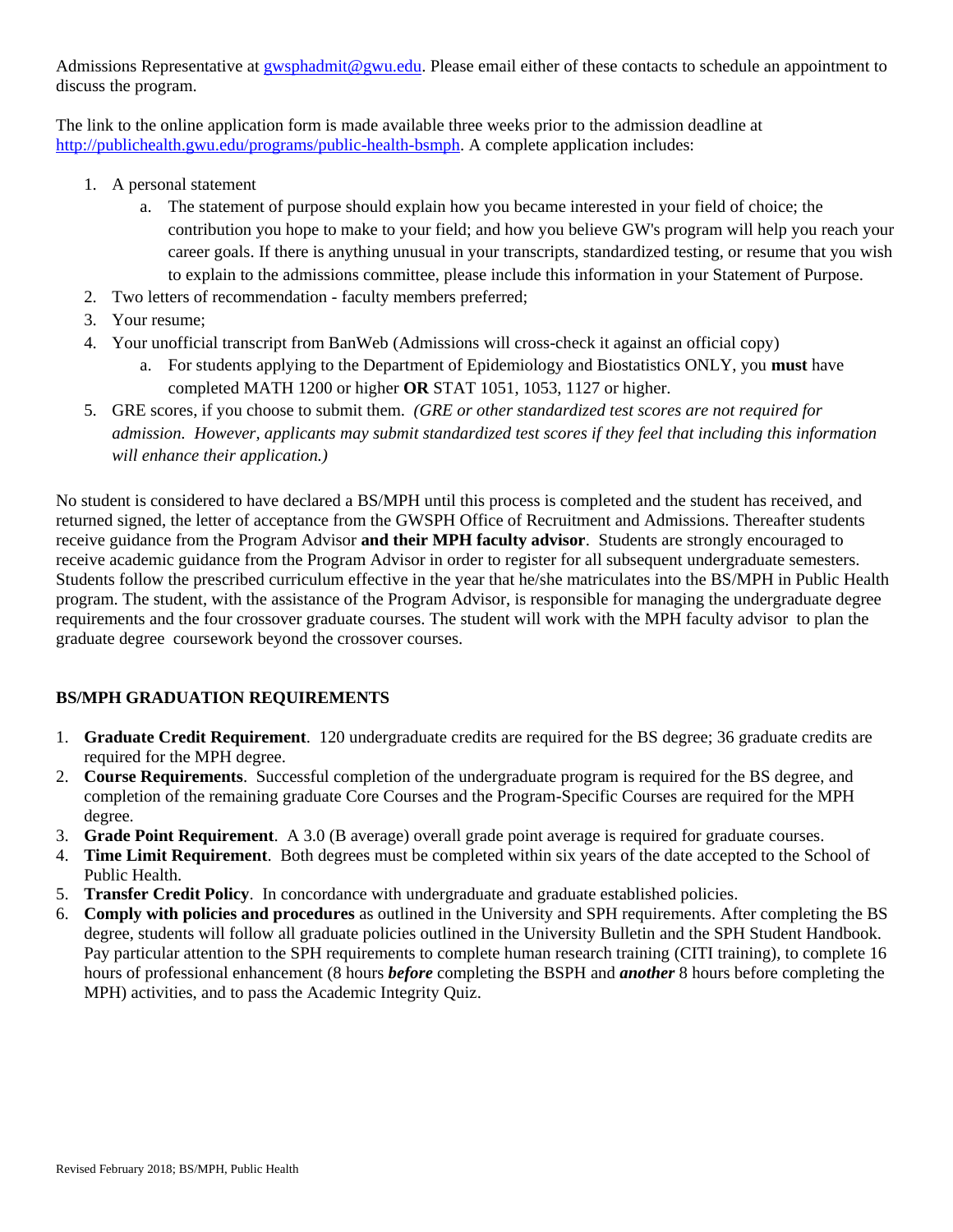Admissions Representative at gwsphadmit@gwu.edu. Please email either of these contacts to schedule an appointment to discuss the program.

The link to the online application form is made available three weeks prior to the admission deadline at http://publichealth.gwu.edu/programs/public-health-bsmph. A complete application includes:

1. A personal statement
   a. The statement of purpose should explain how you became interested in your field of choice; the contribution you hope to make to your field; and how you believe GW's program will help you reach your career goals. If there is anything unusual in your transcripts, standardized testing, or resume that you wish to explain to the admissions committee, please include this information in your Statement of Purpose.
2. Two letters of recommendation - faculty members preferred;
3. Your resume;
4. Your unofficial transcript from BanWeb (Admissions will cross-check it against an official copy)
   a. For students applying to the Department of Epidemiology and Biostatistics ONLY, you **must** have completed MATH 1200 or higher **OR** STAT 1051, 1053, 1127 or higher.
5. GRE scores, if you choose to submit them. *(GRE or other standardized test scores are not required for admission. However, applicants may submit standardized test scores if they feel that including this information will enhance their application.)*

No student is considered to have declared a BS/MPH until this process is completed and the student has received, and returned signed, the letter of acceptance from the GWSPH Office of Recruitment and Admissions. Thereafter students receive guidance from the Program Advisor **and their MPH faculty advisor**. Students are strongly encouraged to receive academic guidance from the Program Advisor in order to register for all subsequent undergraduate semesters. Students follow the prescribed curriculum effective in the year that he/she matriculates into the BS/MPH in Public Health program. The student, with the assistance of the Program Advisor, is responsible for managing the undergraduate degree requirements and the four crossover graduate courses. The student will work with the MPH faculty advisor to plan the graduate degree coursework beyond the crossover courses.

## BS/MPH GRADUATION REQUIREMENTS

1. **Graduate Credit Requirement**. 120 undergraduate credits are required for the BS degree; 36 graduate credits are required for the MPH degree.
2. **Course Requirements**. Successful completion of the undergraduate program is required for the BS degree, and completion of the remaining graduate Core Courses and the Program-Specific Courses are required for the MPH degree.
3. **Grade Point Requirement**. A 3.0 (B average) overall grade point average is required for graduate courses.
4. **Time Limit Requirement**. Both degrees must be completed within six years of the date accepted to the School of Public Health.
5. **Transfer Credit Policy**. In concordance with undergraduate and graduate established policies.
6. **Comply with policies and procedures** as outlined in the University and SPH requirements. After completing the BS degree, students will follow all graduate policies outlined in the University Bulletin and the SPH Student Handbook. Pay particular attention to the SPH requirements to complete human research training (CITI training), to complete 16 hours of professional enhancement (8 hours ***before*** completing the BSPH and ***another*** 8 hours before completing the MPH) activities, and to pass the Academic Integrity Quiz.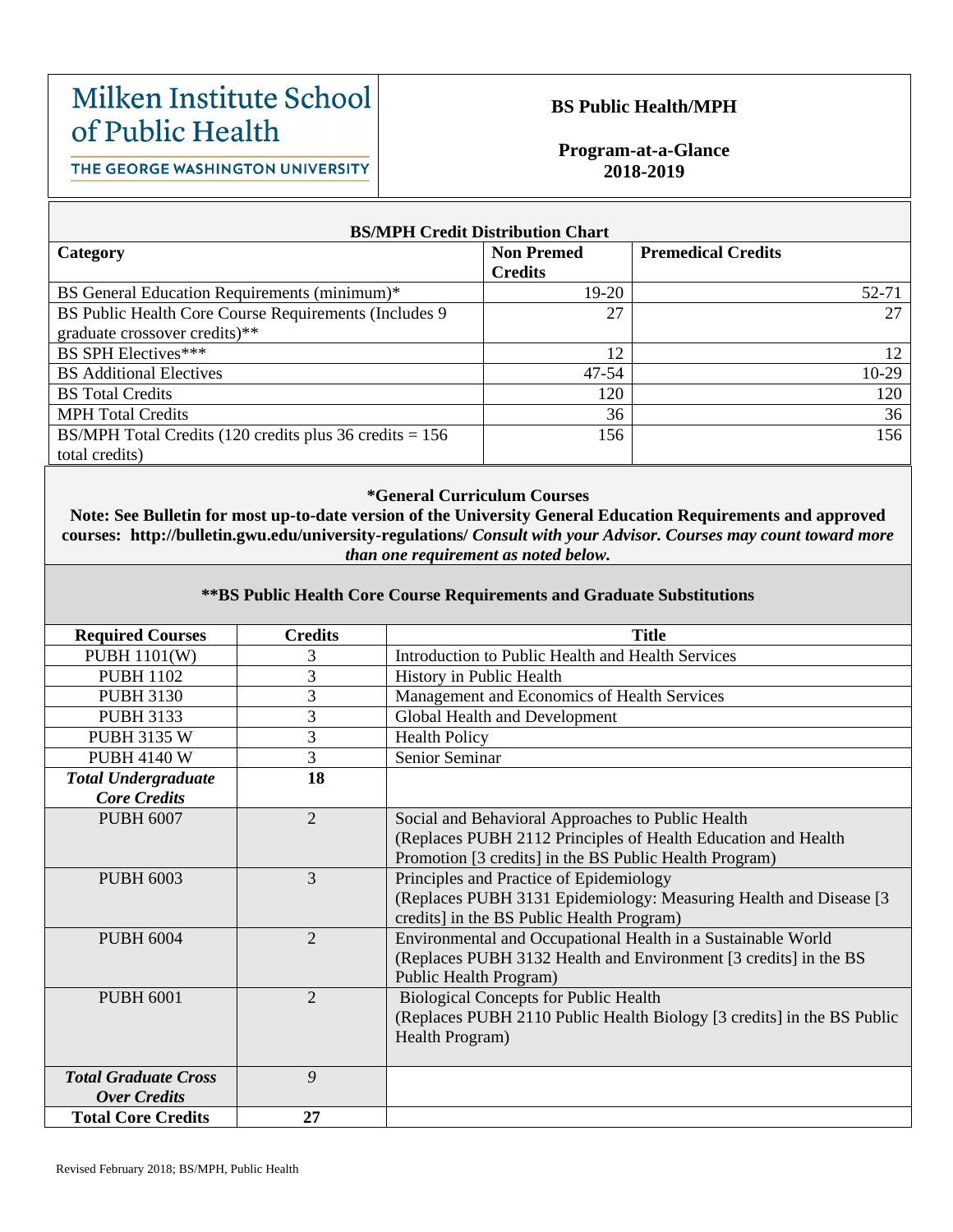Milken Institute School of Public Health

THE GEORGE WASHINGTON UNIVERSITY

**BS Public Health/MPH**

**Program-at-a-Glance 2018-2019**

**BS/MPH Credit Distribution Chart**

| Category | Non Premed Credits | Premedical Credits |
|---|---|---|
| BS General Education Requirements (minimum)* | 19-20 | 52-71 |
| BS Public Health Core Course Requirements (Includes 9 graduate crossover credits)** | 27 | 27 |
| BS SPH Electives*** | 12 | 12 |
| BS Additional Electives | 47-54 | 10-29 |
| BS Total Credits | 120 | 120 |
| MPH Total Credits | 36 | 36 |
| BS/MPH Total Credits (120 credits plus 36 credits = 156 total credits) | 156 | 156 |

**\*General Curriculum Courses**

**Note: See Bulletin for most up-to-date version of the University General Education Requirements and approved courses: http://bulletin.gwu.edu/university-regulations/** ***Consult with your Advisor. Courses may count toward more than one requirement as noted below.***

**\*\*BS Public Health Core Course Requirements and Graduate Substitutions**

| Required Courses | Credits | Title |
|---|---|---|
| PUBH 1101(W) | 3 | Introduction to Public Health and Health Services |
| PUBH 1102 | 3 | History in Public Health |
| PUBH 3130 | 3 | Management and Economics of Health Services |
| PUBH 3133 | 3 | Global Health and Development |
| PUBH 3135 W | 3 | Health Policy |
| PUBH 4140 W | 3 | Senior Seminar |
| ***Total Undergraduate Core Credits*** | **18** | |
| PUBH 6007 | 2 | Social and Behavioral Approaches to Public Health (Replaces PUBH 2112 Principles of Health Education and Health Promotion [3 credits] in the BS Public Health Program) |
| PUBH 6003 | 3 | Principles and Practice of Epidemiology (Replaces PUBH 3131 Epidemiology: Measuring Health and Disease [3 credits] in the BS Public Health Program) |
| PUBH 6004 | 2 | Environmental and Occupational Health in a Sustainable World (Replaces PUBH 3132 Health and Environment [3 credits] in the BS Public Health Program) |
| PUBH 6001 | 2 | Biological Concepts for Public Health (Replaces PUBH 2110 Public Health Biology [3 credits] in the BS Public Health Program) |
| ***Total Graduate Cross Over Credits*** | *9* | |
| **Total Core Credits** | **27** | |

Revised February 2018; BS/MPH, Public Health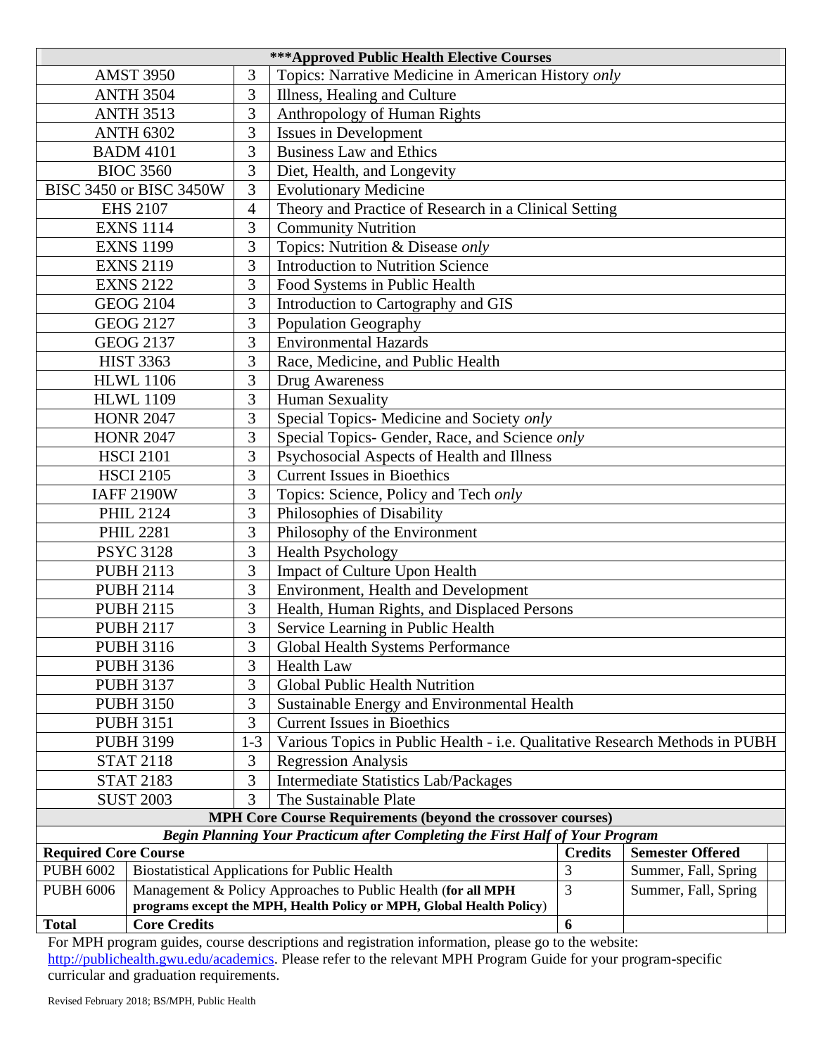| ***Approved Public Health Elective Courses | | |
|---|---|---|
| AMST 3950 | 3 | Topics: Narrative Medicine in American History *only* |
| ANTH 3504 | 3 | Illness, Healing and Culture |
| ANTH 3513 | 3 | Anthropology of Human Rights |
| ANTH 6302 | 3 | Issues in Development |
| BADM 4101 | 3 | Business Law and Ethics |
| BIOC 3560 | 3 | Diet, Health, and Longevity |
| BISC 3450 or BISC 3450W | 3 | Evolutionary Medicine |
| EHS 2107 | 4 | Theory and Practice of Research in a Clinical Setting |
| EXNS 1114 | 3 | Community Nutrition |
| EXNS 1199 | 3 | Topics: Nutrition & Disease *only* |
| EXNS 2119 | 3 | Introduction to Nutrition Science |
| EXNS 2122 | 3 | Food Systems in Public Health |
| GEOG 2104 | 3 | Introduction to Cartography and GIS |
| GEOG 2127 | 3 | Population Geography |
| GEOG 2137 | 3 | Environmental Hazards |
| HIST 3363 | 3 | Race, Medicine, and Public Health |
| HLWL 1106 | 3 | Drug Awareness |
| HLWL 1109 | 3 | Human Sexuality |
| HONR 2047 | 3 | Special Topics- Medicine and Society *only* |
| HONR 2047 | 3 | Special Topics- Gender, Race, and Science *only* |
| HSCI 2101 | 3 | Psychosocial Aspects of Health and Illness |
| HSCI 2105 | 3 | Current Issues in Bioethics |
| IAFF 2190W | 3 | Topics: Science, Policy and Tech *only* |
| PHIL 2124 | 3 | Philosophies of Disability |
| PHIL 2281 | 3 | Philosophy of the Environment |
| PSYC 3128 | 3 | Health Psychology |
| PUBH 2113 | 3 | Impact of Culture Upon Health |
| PUBH 2114 | 3 | Environment, Health and Development |
| PUBH 2115 | 3 | Health, Human Rights, and Displaced Persons |
| PUBH 2117 | 3 | Service Learning in Public Health |
| PUBH 3116 | 3 | Global Health Systems Performance |
| PUBH 3136 | 3 | Health Law |
| PUBH 3137 | 3 | Global Public Health Nutrition |
| PUBH 3150 | 3 | Sustainable Energy and Environmental Health |
| PUBH 3151 | 3 | Current Issues in Bioethics |
| PUBH 3199 | 1-3 | Various Topics in Public Health - i.e. Qualitative Research Methods in PUBH |
| STAT 2118 | 3 | Regression Analysis |
| STAT 2183 | 3 | Intermediate Statistics Lab/Packages |
| SUST 2003 | 3 | The Sustainable Plate |

| MPH Core Course Requirements (beyond the crossover courses) | | | |
|---|---|---|---|
| ***Begin Planning Your Practicum after Completing the First Half of Your Program*** | | | |
| **Required Core Course** | | **Credits** | **Semester Offered** |
| PUBH 6002 | Biostatistical Applications for Public Health | 3 | Summer, Fall, Spring |
| PUBH 6006 | Management & Policy Approaches to Public Health (**for all MPH programs except the MPH, Health Policy or MPH, Global Health Policy**) | 3 | Summer, Fall, Spring |
| **Total** | **Core Credits** | **6** | |

For MPH program guides, course descriptions and registration information, please go to the website: http://publichealth.gwu.edu/academics. Please refer to the relevant MPH Program Guide for your program-specific curricular and graduation requirements.

Revised February 2018; BS/MPH, Public Health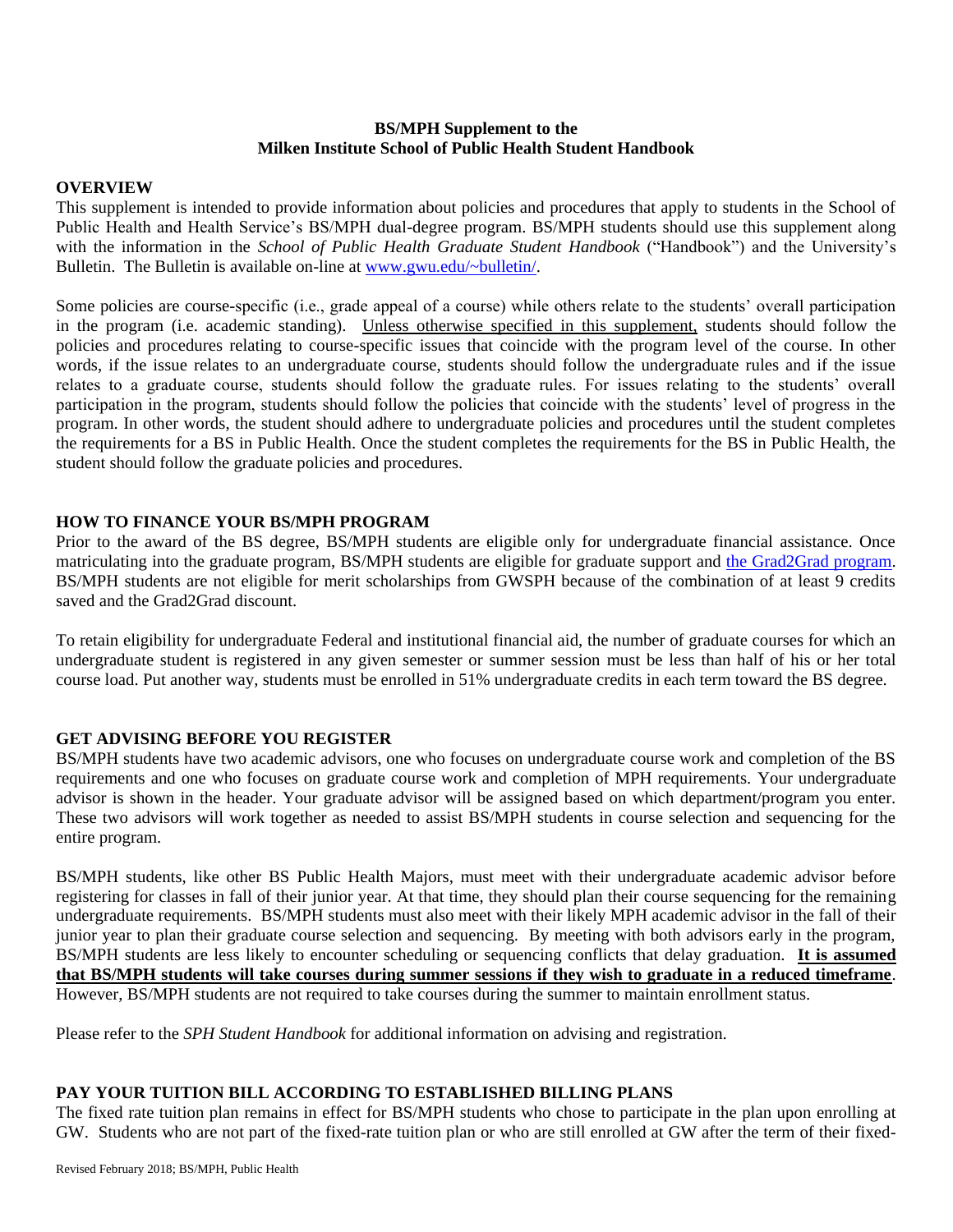**BS/MPH Supplement to the**
**Milken Institute School of Public Health Student Handbook**

## OVERVIEW

This supplement is intended to provide information about policies and procedures that apply to students in the School of Public Health and Health Service's BS/MPH dual-degree program. BS/MPH students should use this supplement along with the information in the *School of Public Health Graduate Student Handbook* ("Handbook") and the University's Bulletin. The Bulletin is available on-line at [www.gwu.edu/~bulletin/](www.gwu.edu/~bulletin/).

Some policies are course-specific (i.e., grade appeal of a course) while others relate to the students' overall participation in the program (i.e. academic standing). <u>Unless otherwise specified in this supplement,</u> students should follow the policies and procedures relating to course-specific issues that coincide with the program level of the course. In other words, if the issue relates to an undergraduate course, students should follow the undergraduate rules and if the issue relates to a graduate course, students should follow the graduate rules. For issues relating to the students' overall participation in the program, students should follow the policies that coincide with the students' level of progress in the program. In other words, the student should adhere to undergraduate policies and procedures until the student completes the requirements for a BS in Public Health. Once the student completes the requirements for the BS in Public Health, the student should follow the graduate policies and procedures.

## HOW TO FINANCE YOUR BS/MPH PROGRAM

Prior to the award of the BS degree, BS/MPH students are eligible only for undergraduate financial assistance. Once matriculating into the graduate program, BS/MPH students are eligible for graduate support and the Grad2Grad program. BS/MPH students are not eligible for merit scholarships from GWSPH because of the combination of at least 9 credits saved and the Grad2Grad discount.

To retain eligibility for undergraduate Federal and institutional financial aid, the number of graduate courses for which an undergraduate student is registered in any given semester or summer session must be less than half of his or her total course load. Put another way, students must be enrolled in 51% undergraduate credits in each term toward the BS degree.

## GET ADVISING BEFORE YOU REGISTER

BS/MPH students have two academic advisors, one who focuses on undergraduate course work and completion of the BS requirements and one who focuses on graduate course work and completion of MPH requirements. Your undergraduate advisor is shown in the header. Your graduate advisor will be assigned based on which department/program you enter. These two advisors will work together as needed to assist BS/MPH students in course selection and sequencing for the entire program.

BS/MPH students, like other BS Public Health Majors, must meet with their undergraduate academic advisor before registering for classes in fall of their junior year. At that time, they should plan their course sequencing for the remaining undergraduate requirements. BS/MPH students must also meet with their likely MPH academic advisor in the fall of their junior year to plan their graduate course selection and sequencing. By meeting with both advisors early in the program, BS/MPH students are less likely to encounter scheduling or sequencing conflicts that delay graduation. <u>**It is assumed that BS/MPH students will take courses during summer sessions if they wish to graduate in a reduced timeframe**</u>. However, BS/MPH students are not required to take courses during the summer to maintain enrollment status.

Please refer to the *SPH Student Handbook* for additional information on advising and registration.

## PAY YOUR TUITION BILL ACCORDING TO ESTABLISHED BILLING PLANS

The fixed rate tuition plan remains in effect for BS/MPH students who chose to participate in the plan upon enrolling at GW. Students who are not part of the fixed-rate tuition plan or who are still enrolled at GW after the term of their fixed-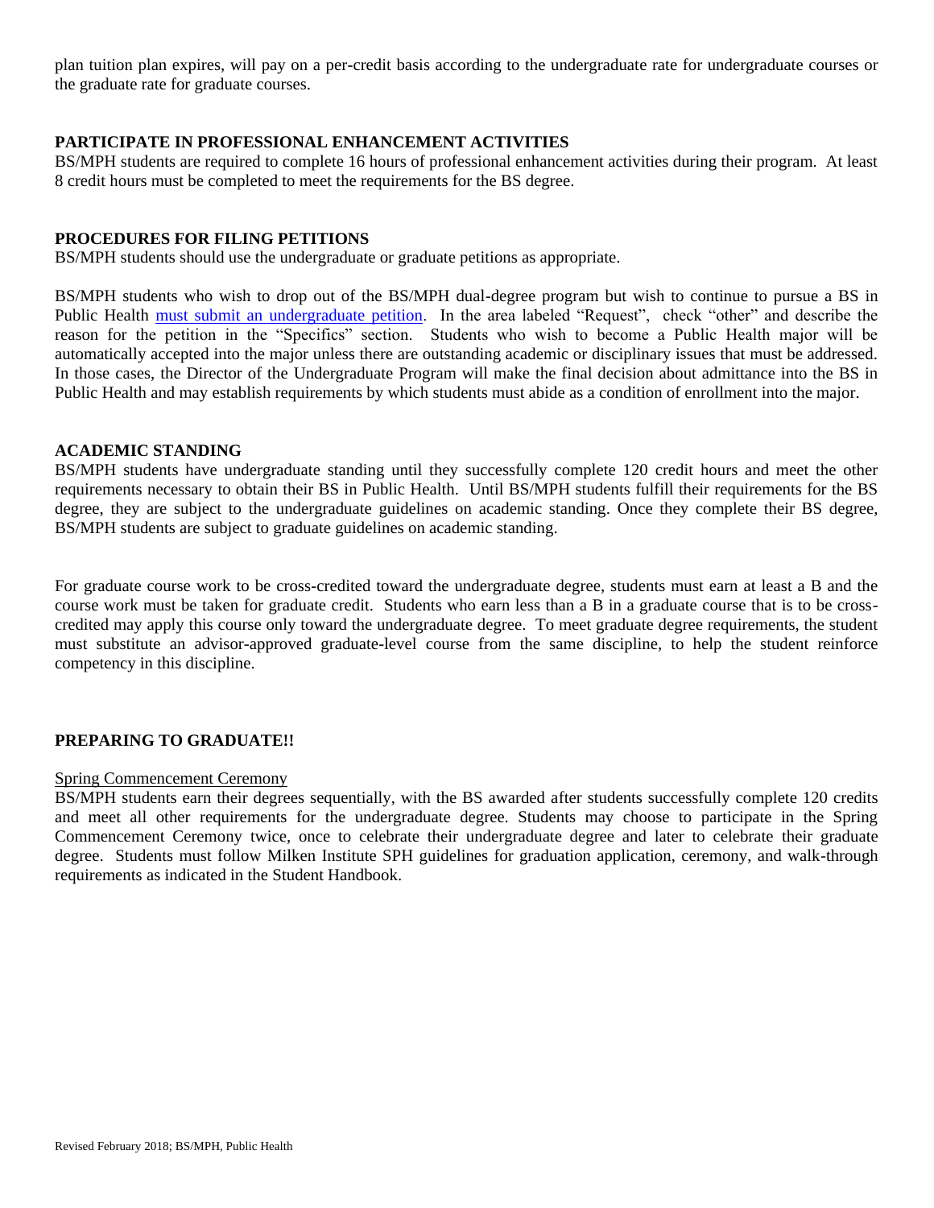plan tuition plan expires, will pay on a per-credit basis according to the undergraduate rate for undergraduate courses or the graduate rate for graduate courses.

## PARTICIPATE IN PROFESSIONAL ENHANCEMENT ACTIVITIES

BS/MPH students are required to complete 16 hours of professional enhancement activities during their program. At least 8 credit hours must be completed to meet the requirements for the BS degree.

## PROCEDURES FOR FILING PETITIONS

BS/MPH students should use the undergraduate or graduate petitions as appropriate.

BS/MPH students who wish to drop out of the BS/MPH dual-degree program but wish to continue to pursue a BS in Public Health must submit an undergraduate petition. In the area labeled "Request", check "other" and describe the reason for the petition in the "Specifics" section. Students who wish to become a Public Health major will be automatically accepted into the major unless there are outstanding academic or disciplinary issues that must be addressed. In those cases, the Director of the Undergraduate Program will make the final decision about admittance into the BS in Public Health and may establish requirements by which students must abide as a condition of enrollment into the major.

## ACADEMIC STANDING

BS/MPH students have undergraduate standing until they successfully complete 120 credit hours and meet the other requirements necessary to obtain their BS in Public Health. Until BS/MPH students fulfill their requirements for the BS degree, they are subject to the undergraduate guidelines on academic standing. Once they complete their BS degree, BS/MPH students are subject to graduate guidelines on academic standing.

For graduate course work to be cross-credited toward the undergraduate degree, students must earn at least a B and the course work must be taken for graduate credit. Students who earn less than a B in a graduate course that is to be cross-credited may apply this course only toward the undergraduate degree. To meet graduate degree requirements, the student must substitute an advisor-approved graduate-level course from the same discipline, to help the student reinforce competency in this discipline.

## PREPARING TO GRADUATE!!

Spring Commencement Ceremony

BS/MPH students earn their degrees sequentially, with the BS awarded after students successfully complete 120 credits and meet all other requirements for the undergraduate degree. Students may choose to participate in the Spring Commencement Ceremony twice, once to celebrate their undergraduate degree and later to celebrate their graduate degree. Students must follow Milken Institute SPH guidelines for graduation application, ceremony, and walk-through requirements as indicated in the Student Handbook.